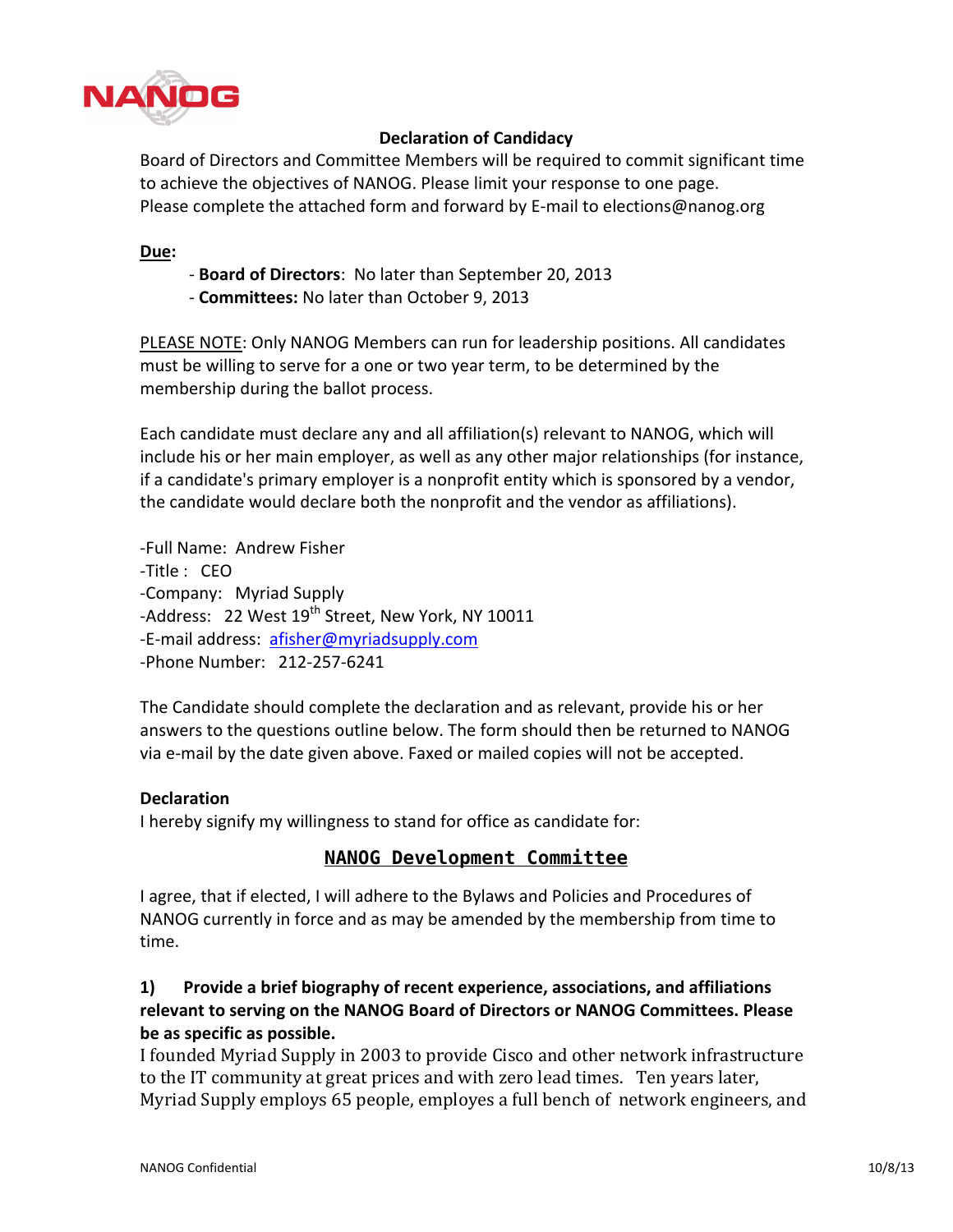NANOG

## Declaration of Candidacy

Board of Directors and Committee Members will be required to commit significant time to achieve the objectives of NANOG. Please limit your response to one page.
Please complete the attached form and forward by E-mail to elections@nanog.org

**Due:**

- **Board of Directors**: No later than September 20, 2013
- **Committees:** No later than October 9, 2013

PLEASE NOTE: Only NANOG Members can run for leadership positions. All candidates must be willing to serve for a one or two year term, to be determined by the membership during the ballot process.

Each candidate must declare any and all affiliation(s) relevant to NANOG, which will include his or her main employer, as well as any other major relationships (for instance, if a candidate's primary employer is a nonprofit entity which is sponsored by a vendor, the candidate would declare both the nonprofit and the vendor as affiliations).

-Full Name: Andrew Fisher
-Title : CEO
-Company: Myriad Supply
-Address: 22 West 19th Street, New York, NY 10011
-E-mail address: afisher@myriadsupply.com
-Phone Number: 212-257-6241

The Candidate should complete the declaration and as relevant, provide his or her answers to the questions outline below. The form should then be returned to NANOG via e-mail by the date given above. Faxed or mailed copies will not be accepted.

**Declaration**

I hereby signify my willingness to stand for office as candidate for:

**NANOG Development Committee**

I agree, that if elected, I will adhere to the Bylaws and Policies and Procedures of NANOG currently in force and as may be amended by the membership from time to time.

**1) Provide a brief biography of recent experience, associations, and affiliations relevant to serving on the NANOG Board of Directors or NANOG Committees. Please be as specific as possible.**

I founded Myriad Supply in 2003 to provide Cisco and other network infrastructure to the IT community at great prices and with zero lead times. Ten years later, Myriad Supply employs 65 people, employes a full bench of network engineers, and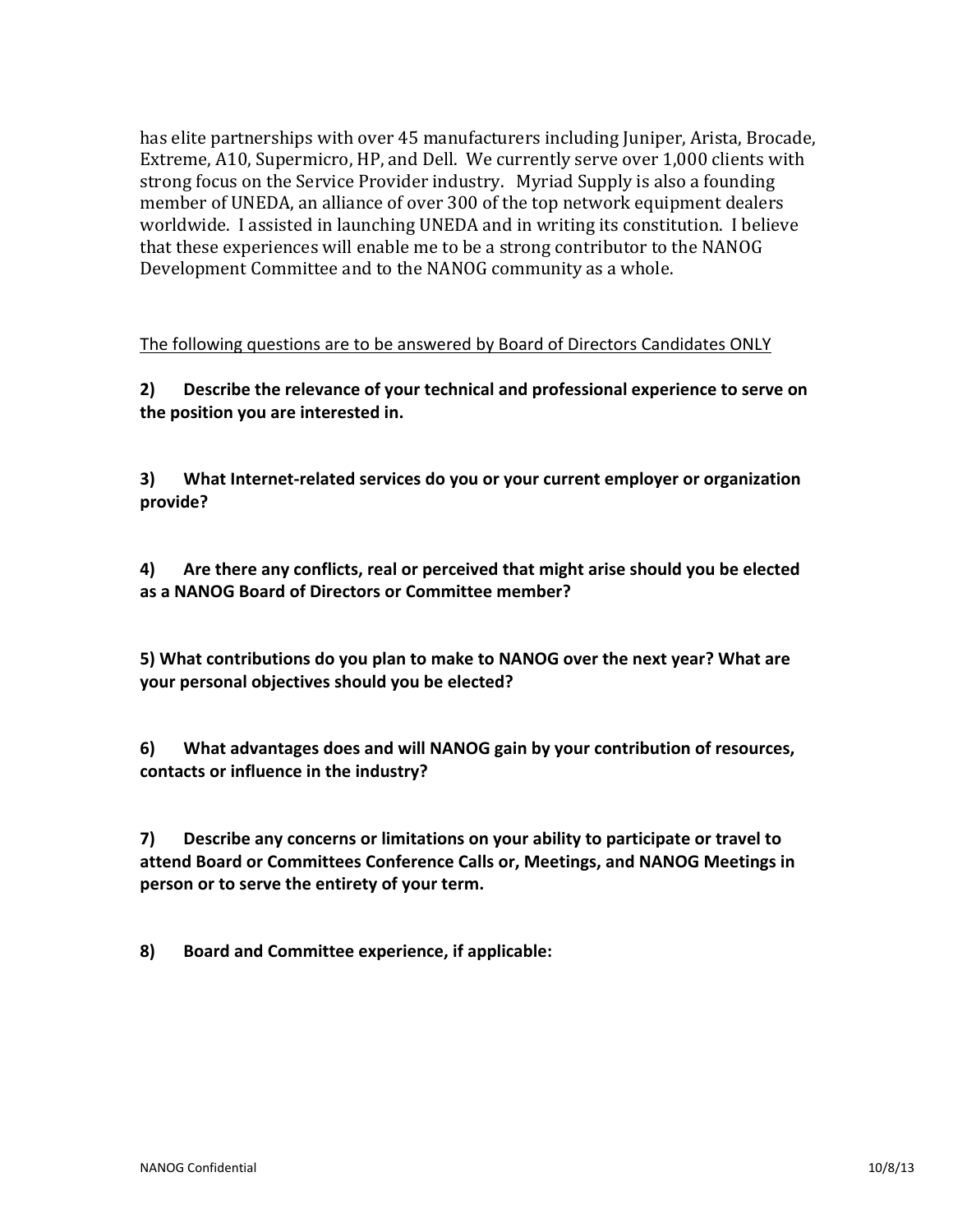has elite partnerships with over 45 manufacturers including Juniper, Arista, Brocade, Extreme, A10, Supermicro, HP, and Dell. We currently serve over 1,000 clients with strong focus on the Service Provider industry. Myriad Supply is also a founding member of UNEDA, an alliance of over 300 of the top network equipment dealers worldwide. I assisted in launching UNEDA and in writing its constitution. I believe that these experiences will enable me to be a strong contributor to the NANOG Development Committee and to the NANOG community as a whole.

<u>The following questions are to be answered by Board of Directors Candidates ONLY</u>

**2) Describe the relevance of your technical and professional experience to serve on the position you are interested in.**

**3) What Internet-related services do you or your current employer or organization provide?**

**4) Are there any conflicts, real or perceived that might arise should you be elected as a NANOG Board of Directors or Committee member?**

**5) What contributions do you plan to make to NANOG over the next year? What are your personal objectives should you be elected?**

**6) What advantages does and will NANOG gain by your contribution of resources, contacts or influence in the industry?**

**7) Describe any concerns or limitations on your ability to participate or travel to attend Board or Committees Conference Calls or, Meetings, and NANOG Meetings in person or to serve the entirety of your term.**

**8) Board and Committee experience, if applicable:**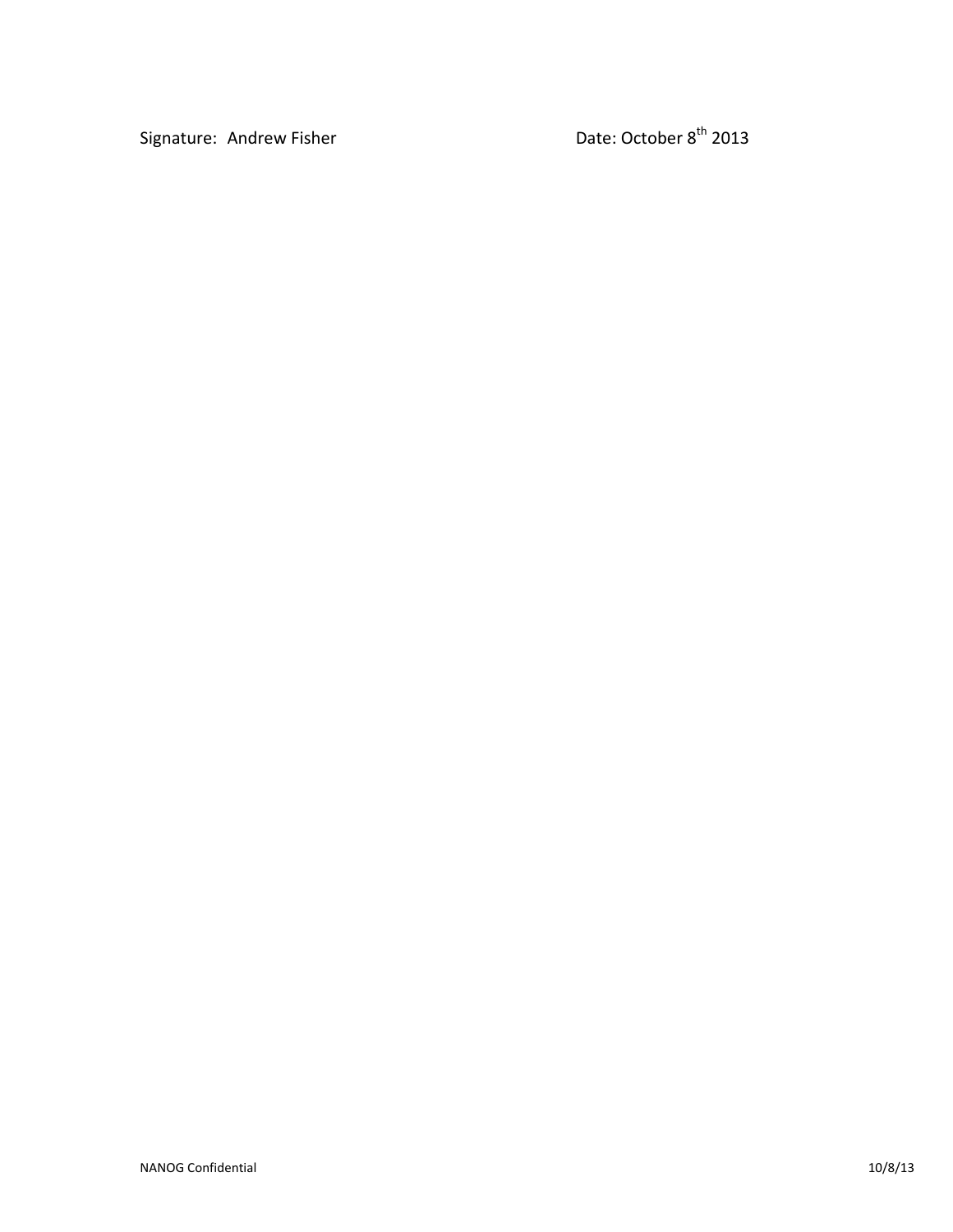Signature: Andrew Fisher Date: October 8th 2013